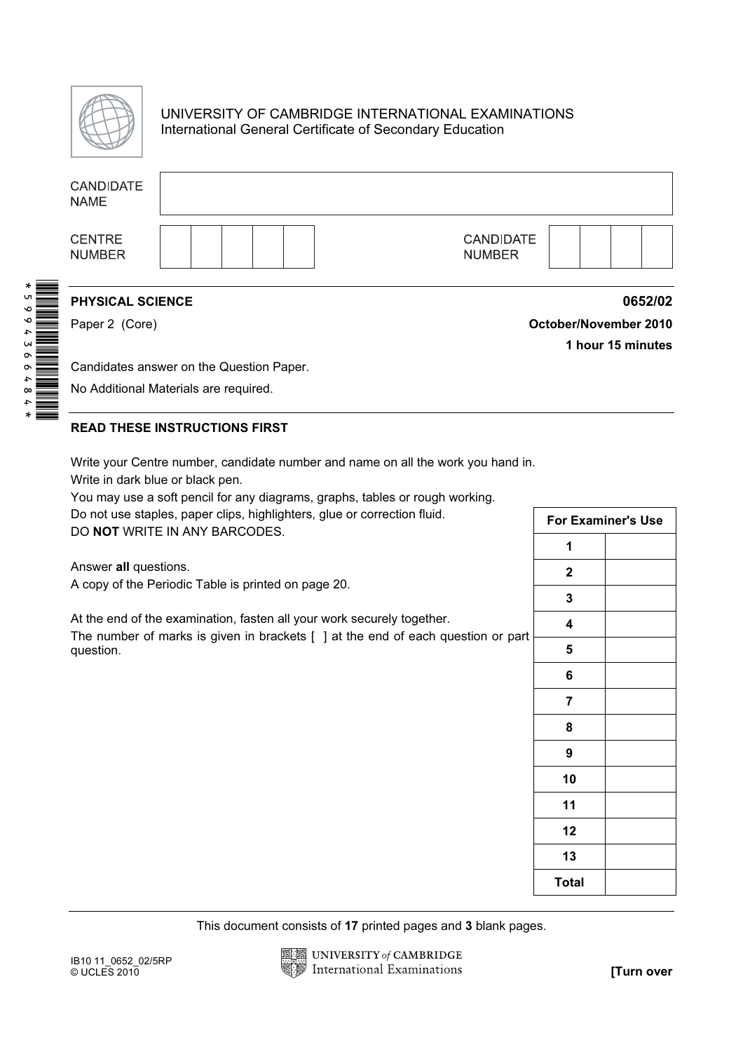UNIVERSITY OF CAMBRIDGE INTERNATIONAL EXAMINATIONS
International General Certificate of Secondary Education

| CANDIDATE NAME | |
|---|---|

| CENTRE NUMBER | | | | | | CANDIDATE NUMBER | | | | |
|---|---|---|---|---|---|---|---|---|---|---|

*5994366484*

**PHYSICAL SCIENCE** **0652/02**

Paper 2 (Core) **October/November 2010**

**1 hour 15 minutes**

Candidates answer on the Question Paper.

No Additional Materials are required.

**READ THESE INSTRUCTIONS FIRST**

Write your Centre number, candidate number and name on all the work you hand in.
Write in dark blue or black pen.
You may use a soft pencil for any diagrams, graphs, tables or rough working.
Do not use staples, paper clips, highlighters, glue or correction fluid.
DO **NOT** WRITE IN ANY BARCODES.

Answer **all** questions.
A copy of the Periodic Table is printed on page 20.

At the end of the examination, fasten all your work securely together.
The number of marks is given in brackets [ ] at the end of each question or part question.

| For Examiner's Use | |
|---|---|
| 1 | |
| 2 | |
| 3 | |
| 4 | |
| 5 | |
| 6 | |
| 7 | |
| 8 | |
| 9 | |
| 10 | |
| 11 | |
| 12 | |
| 13 | |
| Total | |

This document consists of **17** printed pages and **3** blank pages.

IB10 11_0652_02/5RP
© UCLES 2010

**[Turn over**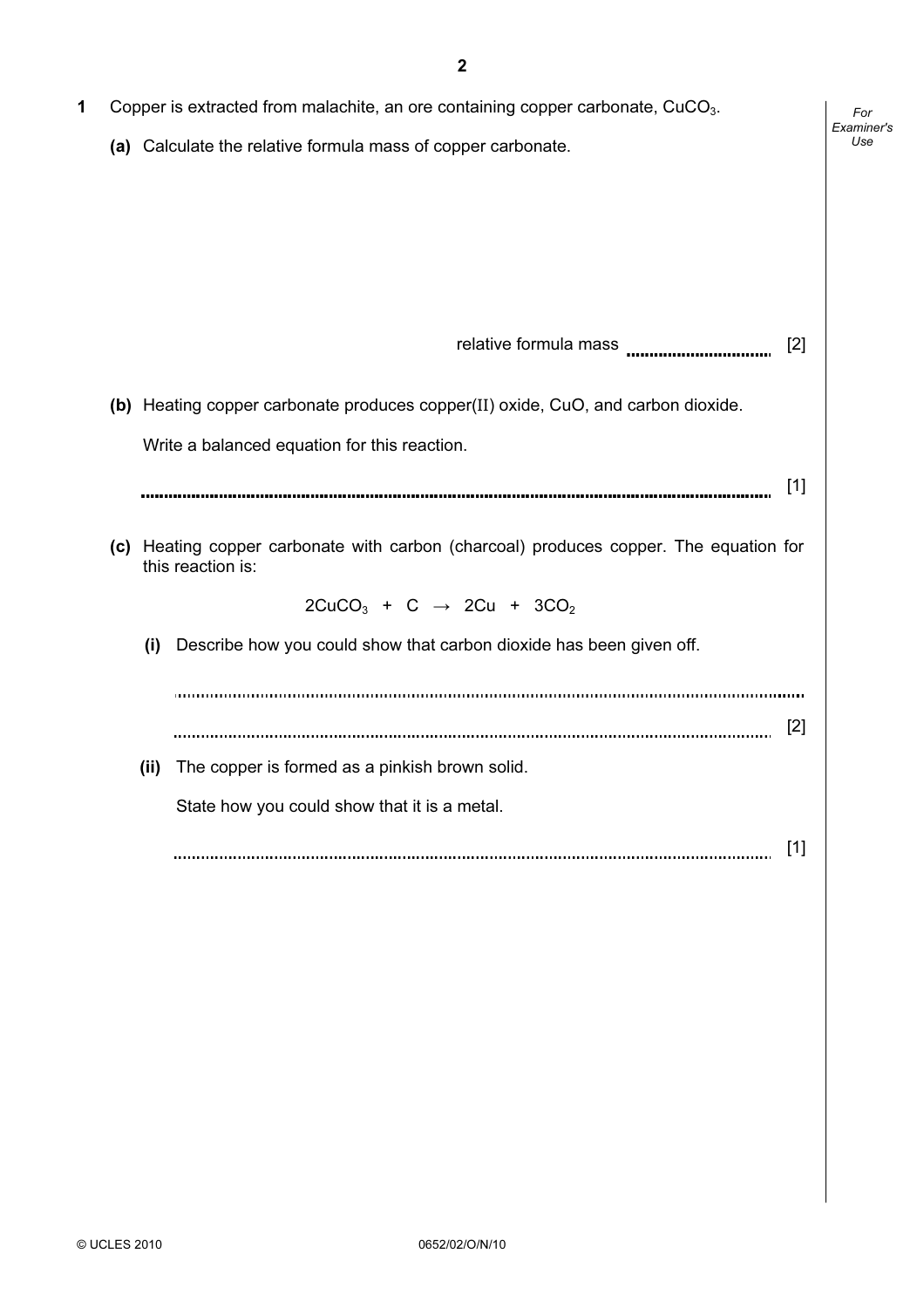**1** Copper is extracted from malachite, an ore containing copper carbonate, $CuCO_3$.

**(a)** Calculate the relative formula mass of copper carbonate.

relative formula mass .............................. [2]

**(b)** Heating copper carbonate produces copper(II) oxide, $CuO$, and carbon dioxide.

Write a balanced equation for this reaction.

.............................................................................................................................. [1]

**(c)** Heating copper carbonate with carbon (charcoal) produces copper. The equation for this reaction is:

$$2CuCO_3 + C \rightarrow 2Cu + 3CO_2$$

**(i)** Describe how you could show that carbon dioxide has been given off.

..............................................................................................................................

.............................................................................................................................. [2]

**(ii)** The copper is formed as a pinkish brown solid.

State how you could show that it is a metal.

.............................................................................................................................. [1]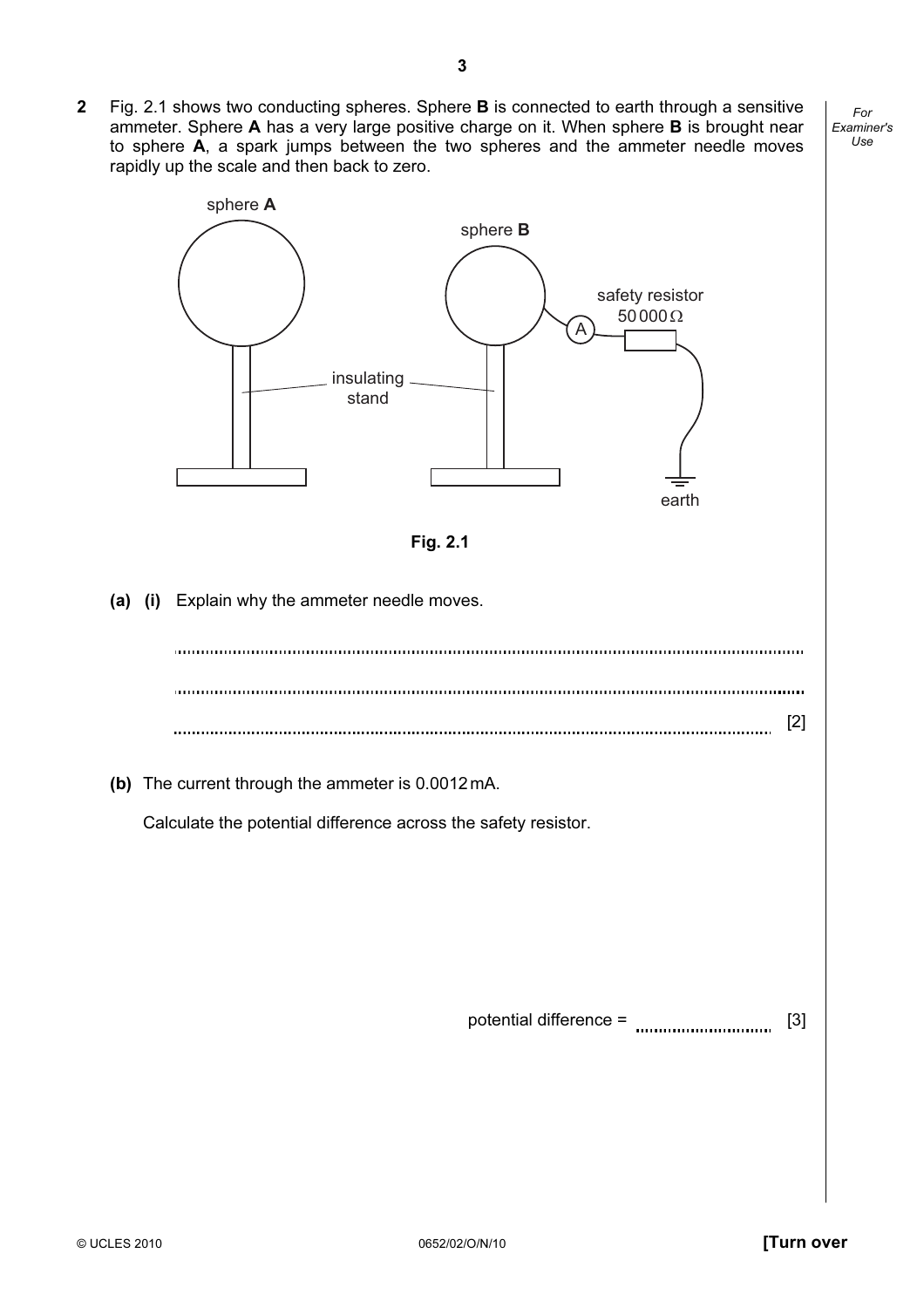**2** Fig. 2.1 shows two conducting spheres. Sphere **B** is connected to earth through a sensitive ammeter. Sphere **A** has a very large positive charge on it. When sphere **B** is brought near to sphere **A**, a spark jumps between the two spheres and the ammeter needle moves rapidly up the scale and then back to zero.

sphere **A**

sphere **B**

safety resistor
50 000 Ω

insulating stand

earth

**Fig. 2.1**

**(a) (i)** Explain why the ammeter needle moves.

..........................................................................................................................................

..........................................................................................................................................

.................................................................................................................................... [2]

**(b)** The current through the ammeter is 0.0012 mA.

Calculate the potential difference across the safety resistor.

potential difference = .............................. [3]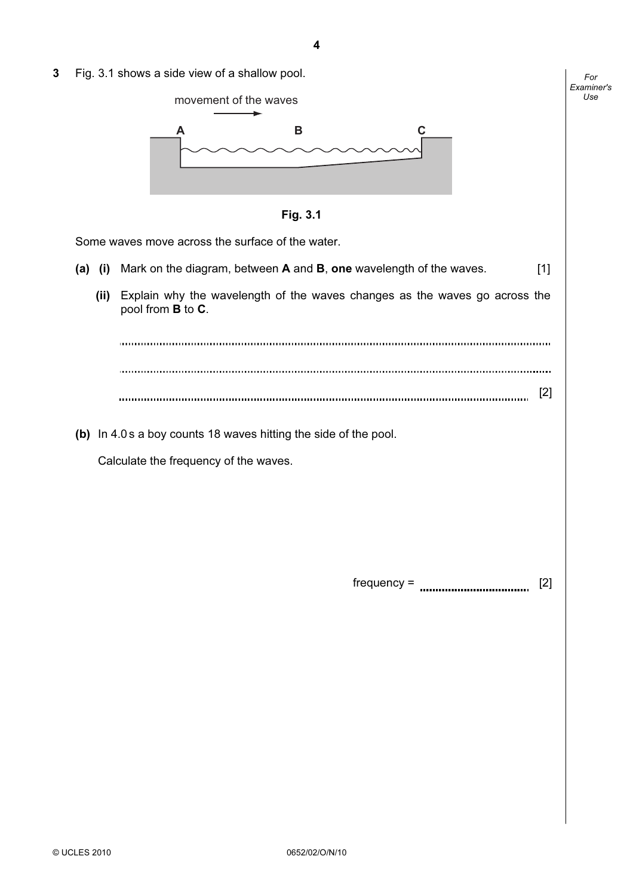**3** Fig. 3.1 shows a side view of a shallow pool.

movement of the waves →

A B C

**Fig. 3.1**

Some waves move across the surface of the water.

**(a)** **(i)** Mark on the diagram, between **A** and **B**, **one** wavelength of the waves. [1]

**(ii)** Explain why the wavelength of the waves changes as the waves go across the pool from **B** to **C**.

..........................................................................................................................................

..........................................................................................................................................

...................................................................................................................................... [2]

**(b)** In 4.0 s a boy counts 18 waves hitting the side of the pool.

Calculate the frequency of the waves.

frequency = ................................ [2]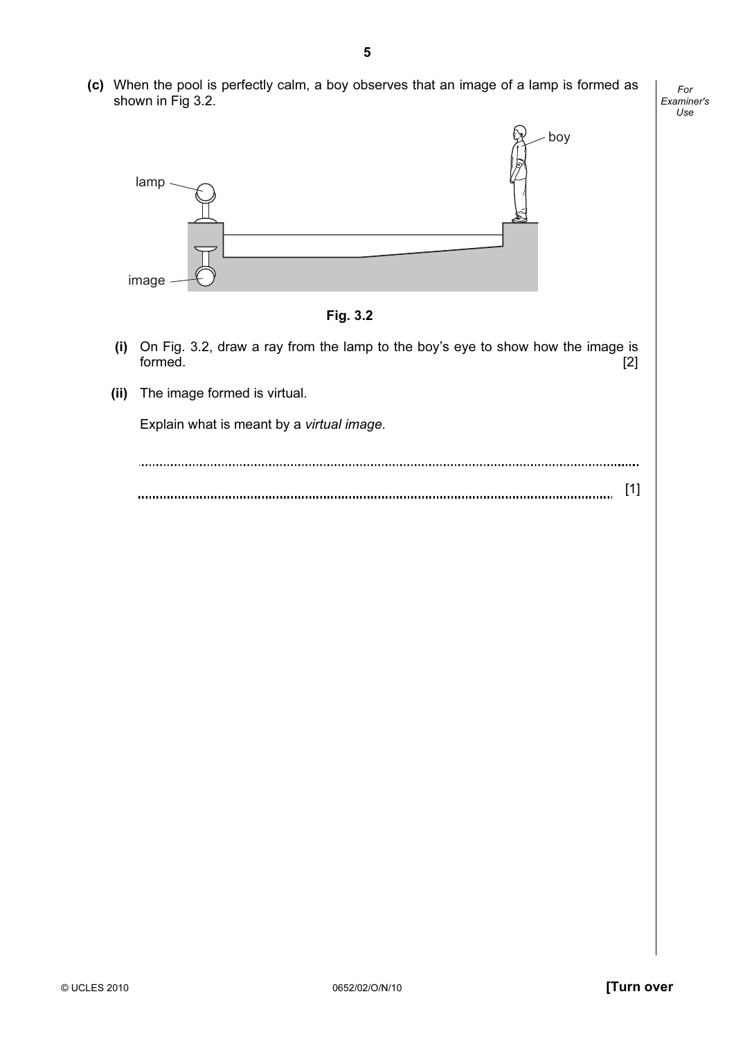(c) When the pool is perfectly calm, a boy observes that an image of a lamp is formed as shown in Fig 3.2.

Fig. 3.2

(i) On Fig. 3.2, draw a ray from the lamp to the boy's eye to show how the image is formed. [2]

(ii) The image formed is virtual.

Explain what is meant by a *virtual image*.

..........................................................................................................................................

.................................................................................................................................... [1]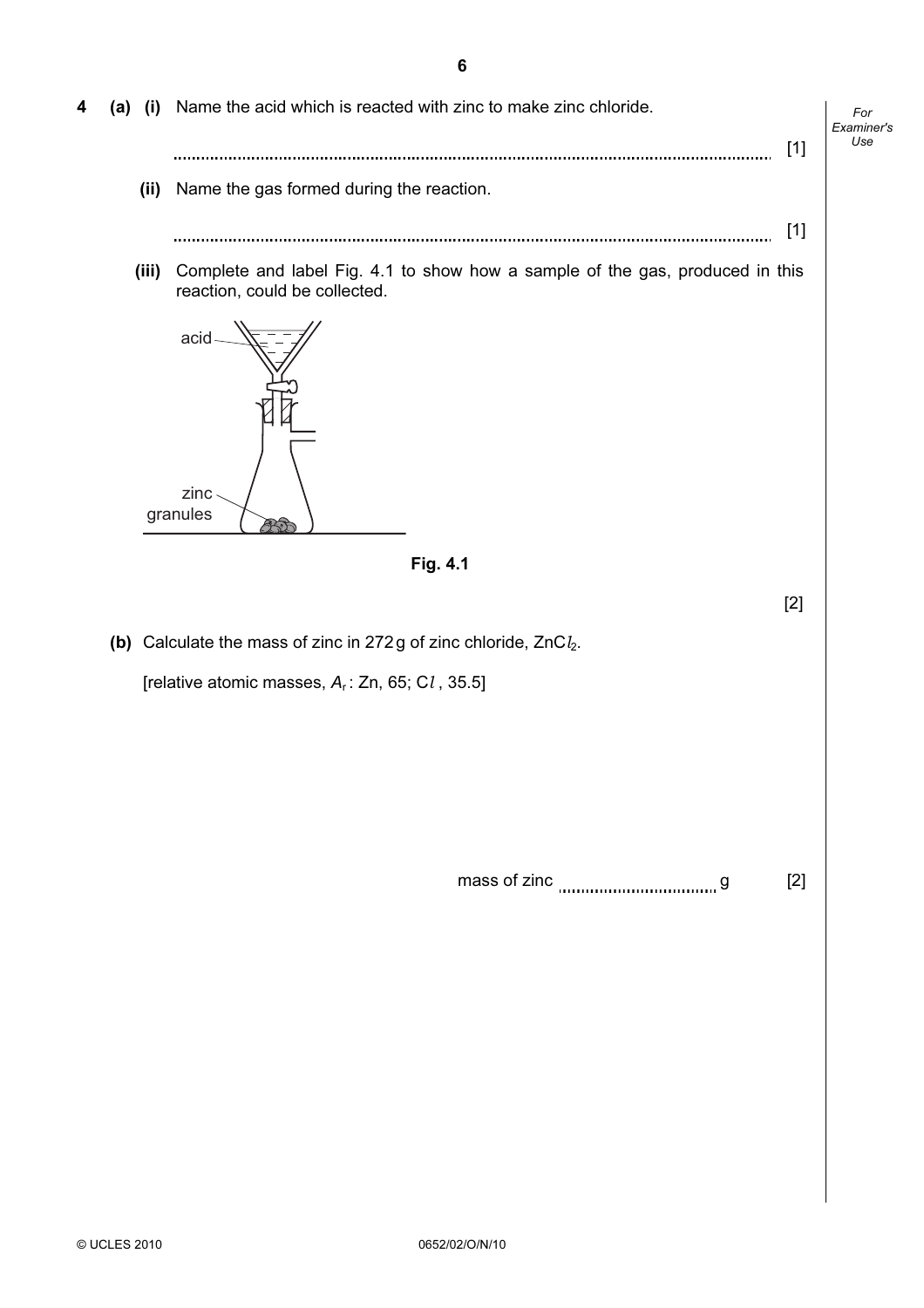**4** **(a)** **(i)** Name the acid which is reacted with zinc to make zinc chloride.

.................................................................................................................... [1]

**(ii)** Name the gas formed during the reaction.

.................................................................................................................... [1]

**(iii)** Complete and label Fig. 4.1 to show how a sample of the gas, produced in this reaction, could be collected.

acid

zinc granules

**Fig. 4.1**

[2]

**(b)** Calculate the mass of zinc in 272 g of zinc chloride, $ZnCl_2$.

[relative atomic masses, $A_r$ : Zn, 65; Cl, 35.5]

mass of zinc .................................. g [2]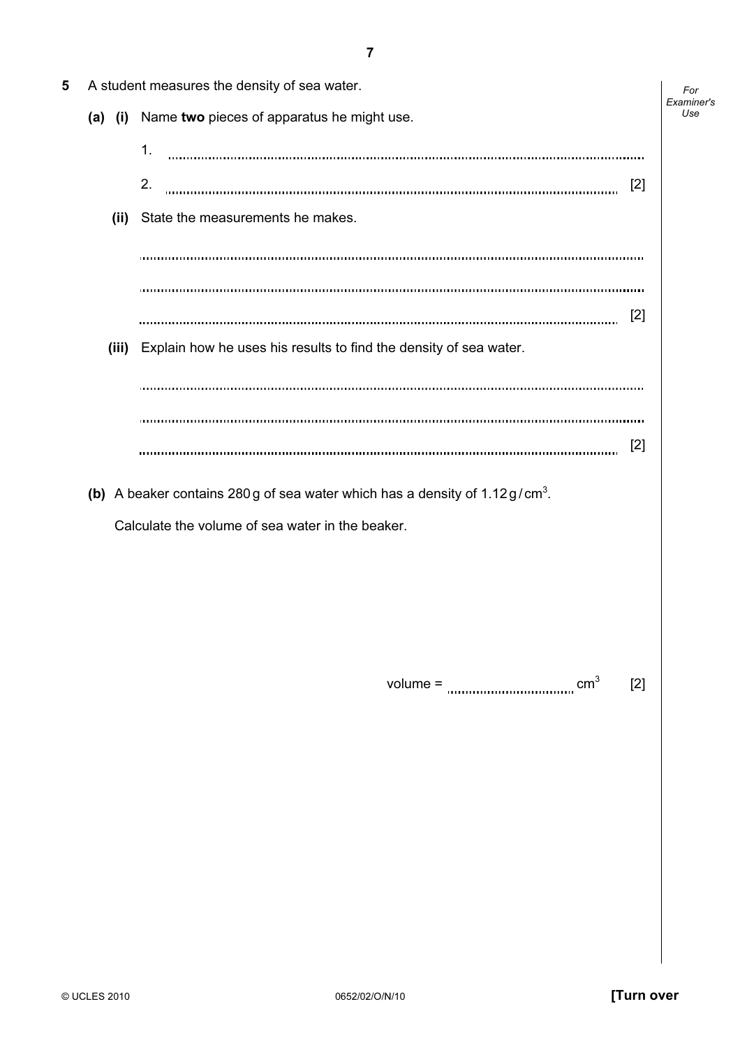**5** A student measures the density of sea water.

**(a) (i)** Name **two** pieces of apparatus he might use.

1. ..........................................................................................................................

2. .......................................................................................................................... [2]

**(ii)** State the measurements he makes.

..........................................................................................................................

..........................................................................................................................

.......................................................................................................................... [2]

**(iii)** Explain how he uses his results to find the density of sea water.

..........................................................................................................................

..........................................................................................................................

.......................................................................................................................... [2]

**(b)** A beaker contains 280 g of sea water which has a density of 1.12 g / $cm^3$.

Calculate the volume of sea water in the beaker.

volume = .................................. $cm^3$ [2]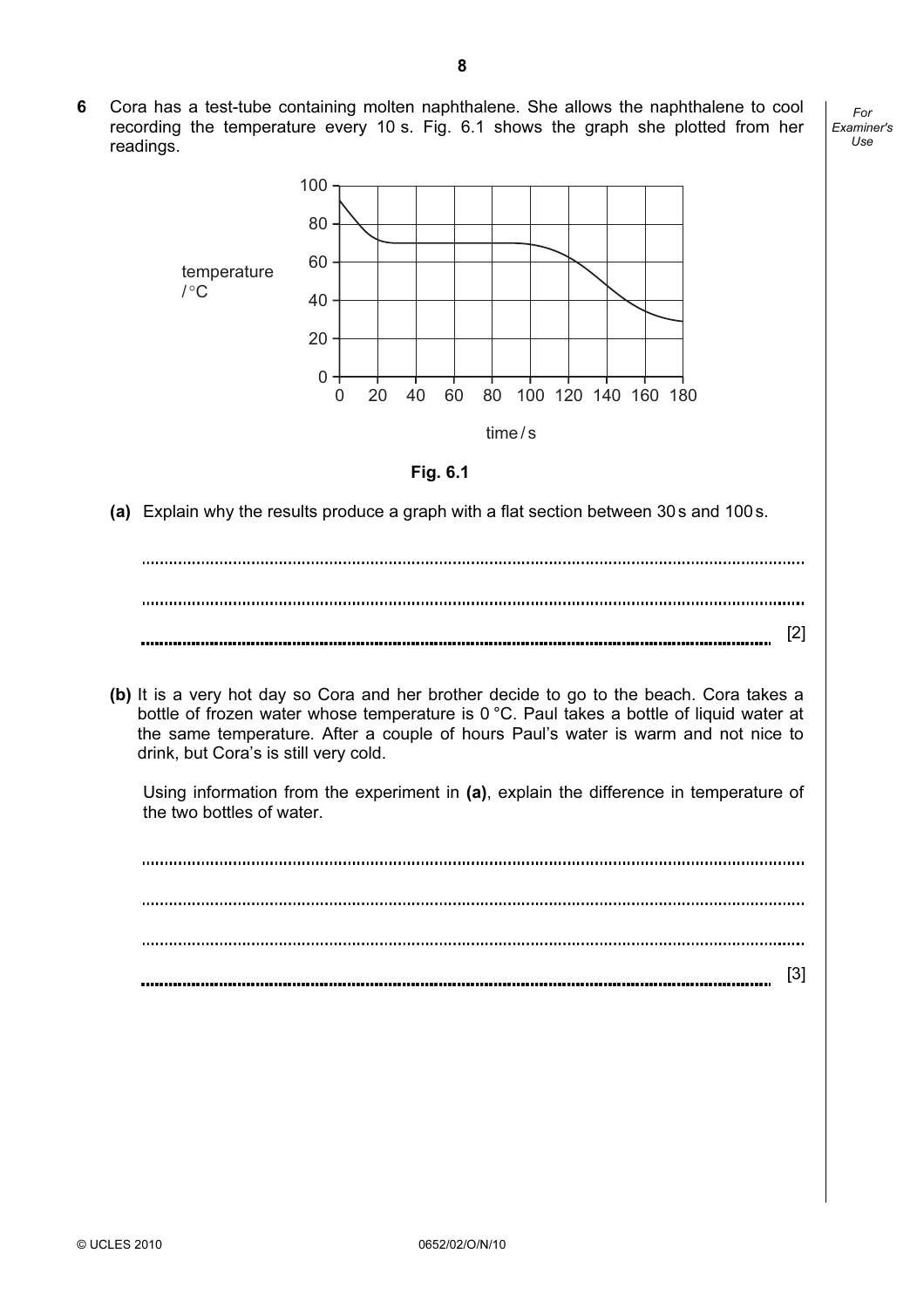**6** Cora has a test-tube containing molten naphthalene. She allows the naphthalene to cool recording the temperature every 10 s. Fig. 6.1 shows the graph she plotted from her readings.

Fig. 6.1

**(a)** Explain why the results produce a graph with a flat section between 30 s and 100 s.

..........................................................................................................................................

..........................................................................................................................................

.......................................................................................................................................... [2]

**(b)** It is a very hot day so Cora and her brother decide to go to the beach. Cora takes a bottle of frozen water whose temperature is 0 °C. Paul takes a bottle of liquid water at the same temperature. After a couple of hours Paul's water is warm and not nice to drink, but Cora's is still very cold.

Using information from the experiment in **(a)**, explain the difference in temperature of the two bottles of water.

..........................................................................................................................................

..........................................................................................................................................

..........................................................................................................................................

.......................................................................................................................................... [3]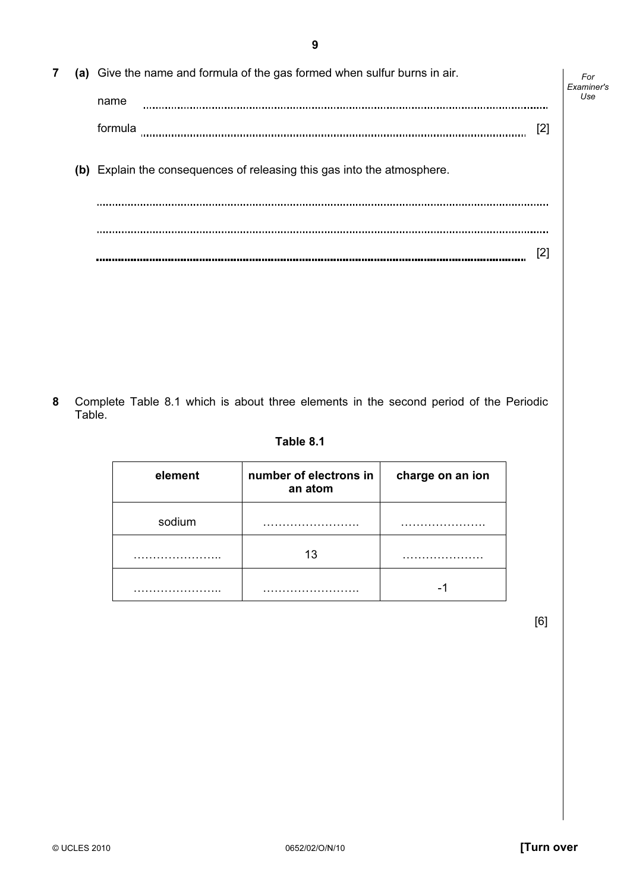**7** **(a)** Give the name and formula of the gas formed when sulfur burns in air.

name ..........................................................................................................................

formula ...................................................................................................................... [2]

**(b)** Explain the consequences of releasing this gas into the atmosphere.

..........................................................................................................................................

..........................................................................................................................................

...................................................................................................................................... [2]

**8** Complete Table 8.1 which is about three elements in the second period of the Periodic Table.

**Table 8.1**

| element | number of electrons in an atom | charge on an ion |
|---|---|---|
| sodium | ……………………. | …………………. |
| ………………….. | 13 | ………………… |
| ………………….. | ……………………. | -1 |

[6]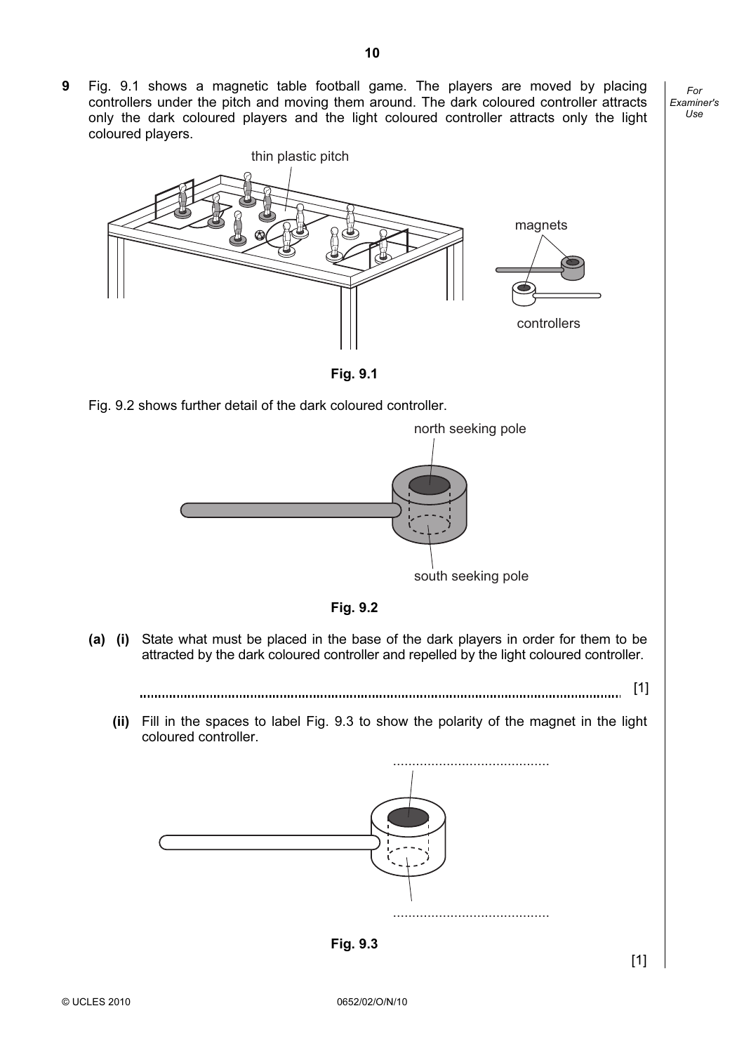**9** Fig. 9.1 shows a magnetic table football game. The players are moved by placing controllers under the pitch and moving them around. The dark coloured controller attracts only the dark coloured players and the light coloured controller attracts only the light coloured players.

thin plastic pitch

magnets

controllers

**Fig. 9.1**

Fig. 9.2 shows further detail of the dark coloured controller.

north seeking pole

south seeking pole

**Fig. 9.2**

**(a) (i)** State what must be placed in the base of the dark players in order for them to be attracted by the dark coloured controller and repelled by the light coloured controller.

.......................................................................................................................... [1]

**(ii)** Fill in the spaces to label Fig. 9.3 to show the polarity of the magnet in the light coloured controller.

.........................................

.........................................

**Fig. 9.3**

[1]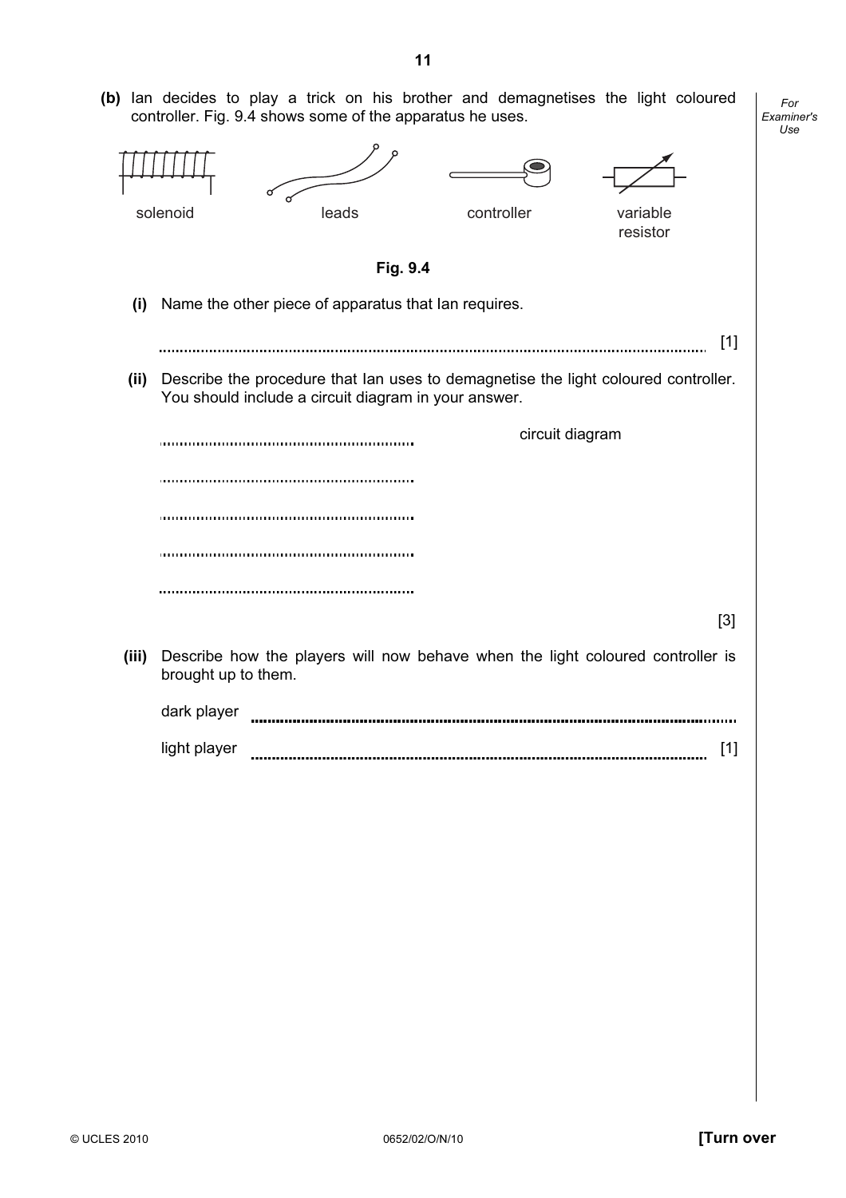**(b)** Ian decides to play a trick on his brother and demagnetises the light coloured controller. Fig. 9.4 shows some of the apparatus he uses.

solenoid leads controller variable resistor

**Fig. 9.4**

**(i)** Name the other piece of apparatus that Ian requires.

.......................................................................................................................... [1]

**(ii)** Describe the procedure that Ian uses to demagnetise the light coloured controller. You should include a circuit diagram in your answer.

circuit diagram

..........................................................

..........................................................

..........................................................

..........................................................

.......................................................... [3]

**(iii)** Describe how the players will now behave when the light coloured controller is brought up to them.

dark player ..........................................................................................................

light player .......................................................................................................... [1]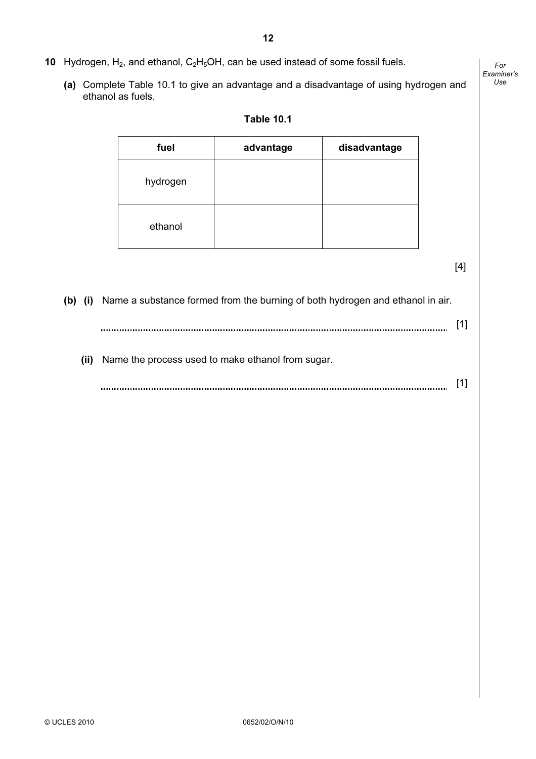**10** Hydrogen, $H_2$, and ethanol, $C_2H_5OH$, can be used instead of some fossil fuels.

**(a)** Complete Table 10.1 to give an advantage and a disadvantage of using hydrogen and ethanol as fuels.

**Table 10.1**

| fuel | advantage | disadvantage |
|---|---|---|
| hydrogen | | |
| ethanol | | |

[4]

**(b) (i)** Name a substance formed from the burning of both hydrogen and ethanol in air.

.................................................................................................................................. [1]

**(ii)** Name the process used to make ethanol from sugar.

.................................................................................................................................. [1]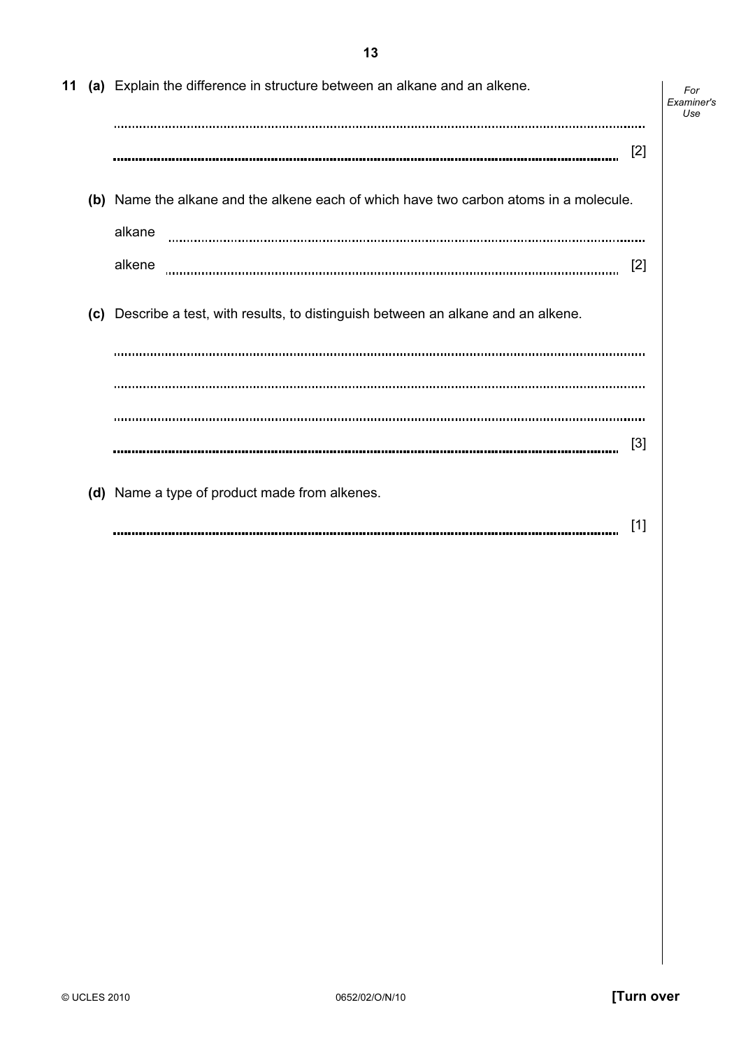**11 (a)** Explain the difference in structure between an alkane and an alkene.

.......................................................................................................................................

....................................................................................................................................... [2]

**(b)** Name the alkane and the alkene each of which have two carbon atoms in a molecule.

alkane .......................................................................................................................

alkene ....................................................................................................................... [2]

**(c)** Describe a test, with results, to distinguish between an alkane and an alkene.

.......................................................................................................................................

.......................................................................................................................................

.......................................................................................................................................

....................................................................................................................................... [3]

**(d)** Name a type of product made from alkenes.

....................................................................................................................................... [1]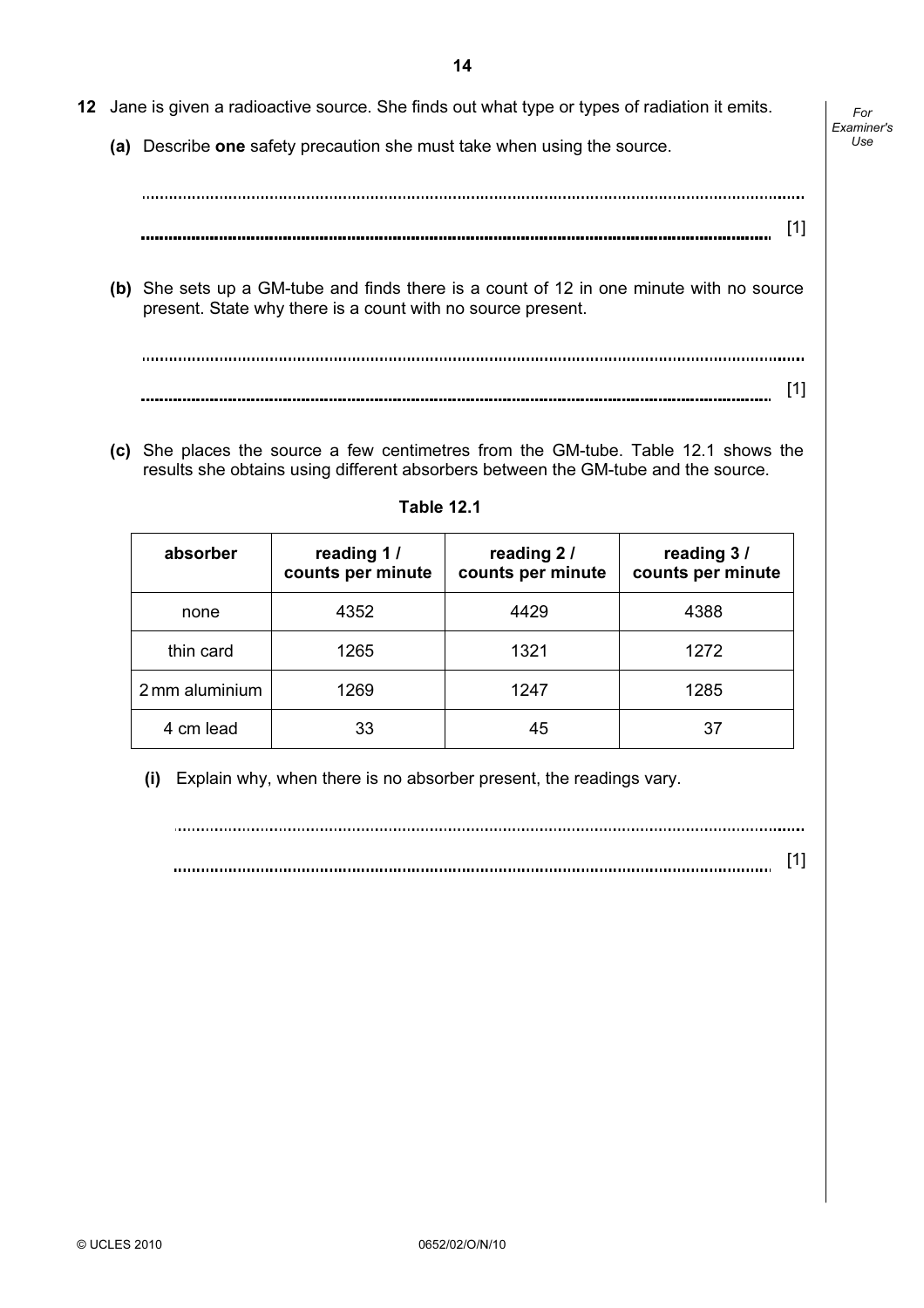**12** Jane is given a radioactive source. She finds out what type or types of radiation it emits.

**(a)** Describe **one** safety precaution she must take when using the source.

.................................................................................................................................

................................................................................................................................. [1]

**(b)** She sets up a GM-tube and finds there is a count of 12 in one minute with no source present. State why there is a count with no source present.

.................................................................................................................................

................................................................................................................................. [1]

**(c)** She places the source a few centimetres from the GM-tube. Table 12.1 shows the results she obtains using different absorbers between the GM-tube and the source.

**Table 12.1**

| absorber | reading 1 / counts per minute | reading 2 / counts per minute | reading 3 / counts per minute |
|---|---|---|---|
| none | 4352 | 4429 | 4388 |
| thin card | 1265 | 1321 | 1272 |
| 2 mm aluminium | 1269 | 1247 | 1285 |
| 4 cm lead | 33 | 45 | 37 |

**(i)** Explain why, when there is no absorber present, the readings vary.

.................................................................................................................................

................................................................................................................................. [1]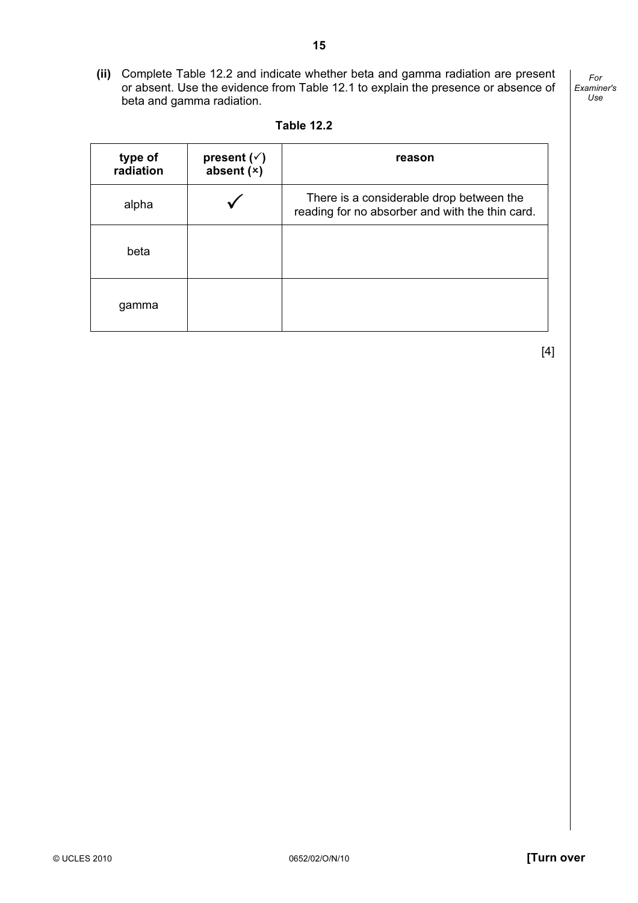**(ii)** Complete Table 12.2 and indicate whether beta and gamma radiation are present or absent. Use the evidence from Table 12.1 to explain the presence or absence of beta and gamma radiation.

**Table 12.2**

| type of radiation | present (✓) absent (×) | reason |
|---|---|---|
| alpha | ✓ | There is a considerable drop between the reading for no absorber and with the thin card. |
| beta | | |
| gamma | | |

[4]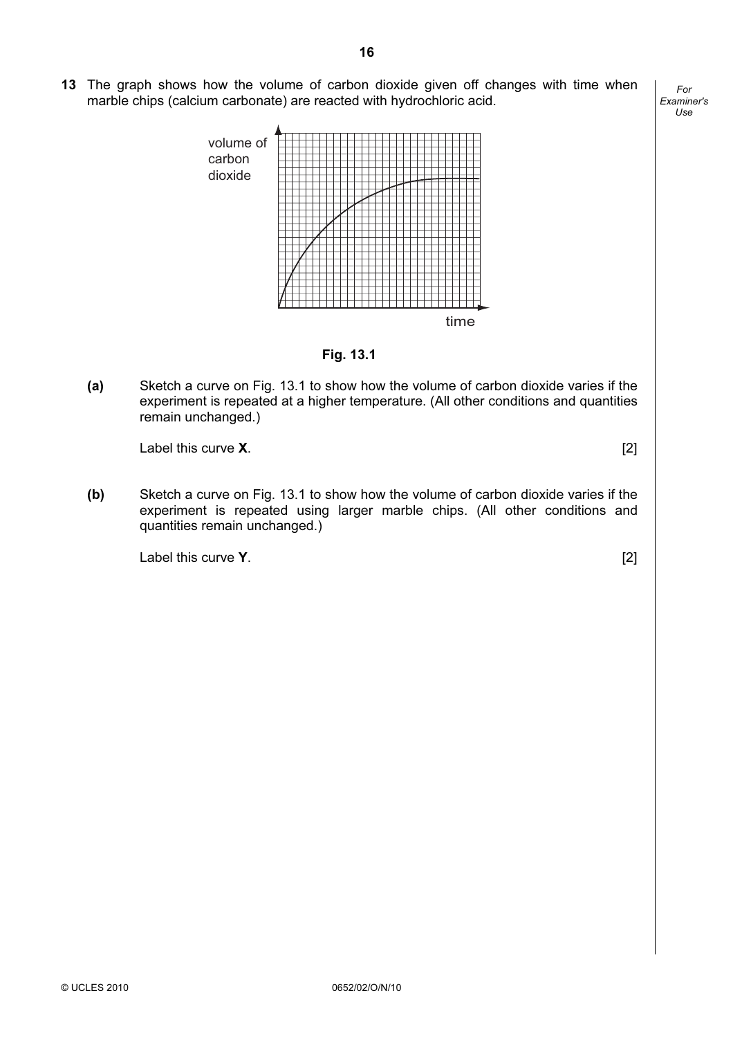**13** The graph shows how the volume of carbon dioxide given off changes with time when marble chips (calcium carbonate) are reacted with hydrochloric acid.

**Fig. 13.1**

**(a)** Sketch a curve on Fig. 13.1 to show how the volume of carbon dioxide varies if the experiment is repeated at a higher temperature. (All other conditions and quantities remain unchanged.)

Label this curve **X**. [2]

**(b)** Sketch a curve on Fig. 13.1 to show how the volume of carbon dioxide varies if the experiment is repeated using larger marble chips. (All other conditions and quantities remain unchanged.)

Label this curve **Y**. [2]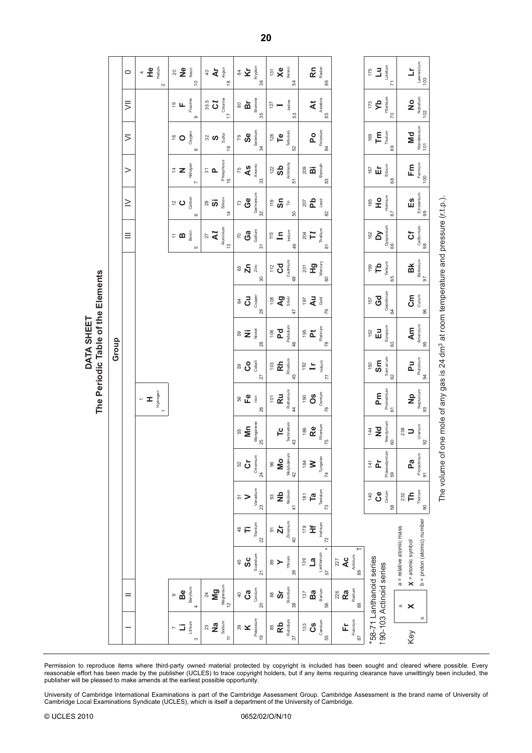# DATA SHEET
## The Periodic Table of the Elements

| I | II | | | | | | | | | | | III | IV | V | VI | VII | 0 |
|---|---|---|---|---|---|---|---|---|---|---|---|---|---|---|---|---|---|
| | | | | | | 1 **H** Hydrogen 1 | | | | | | | | | | | 4 **He** Helium 2 |
| 7 **Li** Lithium 3 | 9 **Be** Beryllium 4 | | | | | | | | | | | 11 **B** Boron 5 | 12 **C** Carbon 6 | 14 **N** Nitrogen 7 | 16 **O** Oxygen 8 | 19 **F** Fluorine 9 | 20 **Ne** Neon 10 |
| 23 **Na** Sodium 11 | 24 **Mg** Magnesium 12 | | | | | | | | | | | 27 **Al** Aluminium 13 | 28 **Si** Silicon 14 | 31 **P** Phosphorus 15 | 32 **S** Sulfur 16 | 35.5 **Cl** Chlorine 17 | 40 **Ar** Argon 18 |
| 39 **K** Potassium 19 | 40 **Ca** Calcium 20 | 45 **Sc** Scandium 21 | 48 **Ti** Titanium 22 | 51 **V** Vanadium 23 | 52 **Cr** Chromium 24 | 55 **Mn** Manganese 25 | 56 **Fe** Iron 26 | 59 **Co** Cobalt 27 | 59 **Ni** Nickel 28 | 64 **Cu** Copper 29 | 65 **Zn** Zinc 30 | 70 **Ga** Gallium 31 | 73 **Ge** Germanium 32 | 75 **As** Arsenic 33 | 79 **Se** Selenium 34 | 80 **Br** Bromine 35 | 84 **Kr** Krypton 36 |
| 85 **Rb** Rubidium 37 | 88 **Sr** Strontium 38 | 89 **Y** Yttrium 39 | 91 **Zr** Zirconium 40 | 93 **Nb** Niobium 41 | 96 **Mo** Molybdenum 42 | **Tc** Technetium 43 | 101 **Ru** Ruthenium 44 | 103 **Rh** Rhodium 45 | 106 **Pd** Palladium 46 | 108 **Ag** Silver 47 | 112 **Cd** Cadmium 48 | 115 **In** Indium 49 | 119 **Sn** Tin 50 | 122 **Sb** Antimony 51 | 128 **Te** Tellurium 52 | 127 **I** Iodine 53 | 131 **Xe** Xenon 54 |
| 133 **Cs** Caesium 55 | 137 **Ba** Barium 56 | 139 **La** Lanthanum 57 * | 178 **Hf** Hafnium 72 | 181 **Ta** Tantalum 73 | 184 **W** Tungsten 74 | 186 **Re** Rhenium 75 | 190 **Os** Osmium 76 | 192 **Ir** Iridium 77 | 195 **Pt** Platinum 78 | 197 **Au** Gold 79 | 201 **Hg** Mercury 80 | 204 **Tl** Thallium 81 | 207 **Pb** Lead 82 | 209 **Bi** Bismuth 83 | **Po** Polonium 84 | **At** Astatine 85 | **Rn** Radon 86 |
| **Fr** Francium 87 | 226 **Ra** Radium 88 | 227 **Ac** Actinium 89 † | | | | | | | | | | | | | | | |

*58-71 Lanthanoid series
†90-103 Actinoid series

| | | | | | | | | | | | | | |
|---|---|---|---|---|---|---|---|---|---|---|---|---|---|
| 140 **Ce** Cerium 58 | 141 **Pr** Praseodymium 59 | 144 **Nd** Neodymium 60 | **Pm** Promethium 61 | 150 **Sm** Samarium 62 | 152 **Eu** Europium 63 | 157 **Gd** Gadolinium 64 | 159 **Tb** Terbium 65 | 162 **Dy** Dysprosium 66 | 165 **Ho** Holmium 67 | 167 **Er** Erbium 68 | 169 **Tm** Thulium 69 | 173 **Yb** Ytterbium 70 | 175 **Lu** Lutetium 71 |
| 232 **Th** Thorium 90 | **Pa** Protactinium 91 | 238 **U** Uranium 92 | **Np** Neptunium 93 | **Pu** Plutonium 94 | **Am** Americium 95 | **Cm** Curium 96 | **Bk** Berkelium 97 | **Cf** Californium 98 | **Es** Einsteinium 99 | **Fm** Fermium 100 | **Md** Mendelevium 101 | **No** Nobelium 102 | **Lr** Lawrencium 103 |

Key:
a = relative atomic mass
**X** = atomic symbol
b = proton (atomic) number

The volume of one mole of any gas is 24 $dm^3$ at room temperature and pressure (r.t.p.).

Permission to reproduce items where third-party owned material protected by copyright is included has been sought and cleared where possible. Every reasonable effort has been made by the publisher (UCLES) to trace copyright holders, but if any items requiring clearance have unwittingly been included, the publisher will be pleased to make amends at the earliest possible opportunity.

University of Cambridge International Examinations is part of the Cambridge Assessment Group. Cambridge Assessment is the brand name of University of Cambridge Local Examinations Syndicate (UCLES), which is itself a department of the University of Cambridge.

© UCLES 2010 0652/02/O/N/10